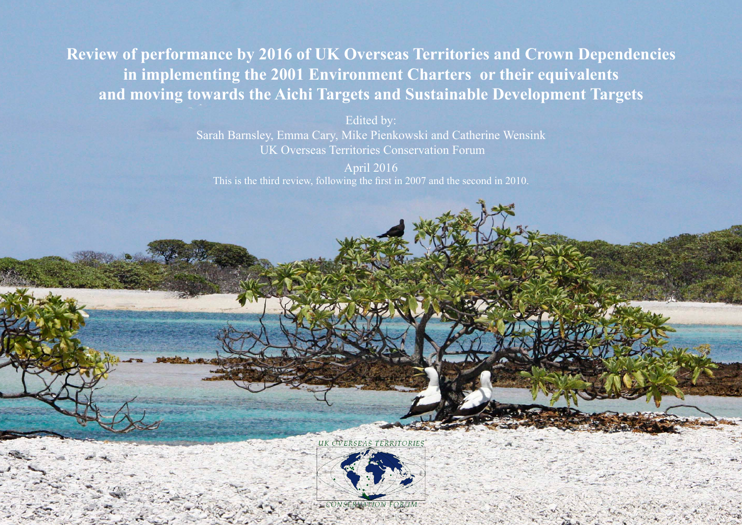# Review of performance by 2016 of UK Overseas Territories and Crown Dependencies in implementing the 2001 Environment Charters or their equivalents and moving towards the Aichi Targets and Sustainable Development Targets

Edited by:

Sarah Barnsley, Emma Cary, Mike Pienkowski and Catherine Wensink

UK Overseas Territories Conservation Forum

April 2016

This is the third review, following the first in 2007 and the second in 2010.

UK OVERSEAS TERRITORIES CONSERVATION FORUM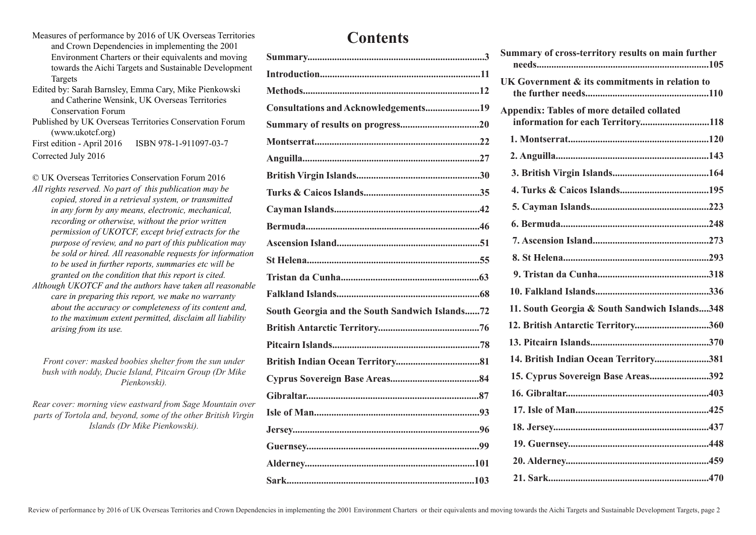Measures of performance by 2016 of UK Overseas Territories and Crown Dependencies in implementing the 2001 Environment Charters or their equivalents and moving towards the Aichi Targets and Sustainable Development Targets

Edited by: Sarah Barnsley, Emma Cary, Mike Pienkowski and Catherine Wensink, UK Overseas Territories Conservation Forum

Published by UK Overseas Territories Conservation Forum (www.ukotcf.org)

First edition - April 2016 ISBN 978-1-911097-03-7

Corrected July 2016

© UK Overseas Territories Conservation Forum 2016

*All rights reserved. No part of this publication may be copied, stored in a retrieval system, or transmitted in any form by any means, electronic, mechanical, recording or otherwise, without the prior written permission of UKOTCF, except brief extracts for the purpose of review, and no part of this publication may be sold or hired. All reasonable requests for information to be used in further reports, summaries etc will be granted on the condition that this report is cited.*

*Although UKOTCF and the authors have taken all reasonable care in preparing this report, we make no warranty about the accuracy or completeness of its content and, to the maximum extent permitted, disclaim all liability arising from its use.*

*Front cover: masked boobies shelter from the sun under bush with noddy, Ducie Island, Pitcairn Group (Dr Mike Pienkowski).*

*Rear cover: morning view eastward from Sage Mountain over parts of Tortola and, beyond, some of the other British Virgin Islands (Dr Mike Pienkowski).*

# Contents

**Summary**.......3
**Introduction**.......11
**Methods**.......12
**Consultations and Acknowledgements**.......19
**Summary of results on progress**.......20
**Montserrat**.......22
**Anguilla**.......27
**British Virgin Islands**.......30
**Turks & Caicos Islands**.......35
**Cayman Islands**.......42
**Bermuda**.......46
**Ascension Island**.......51
**St Helena**.......55
**Tristan da Cunha**.......63
**Falkland Islands**.......68
**South Georgia and the South Sandwich Islands**.......72
**British Antarctic Territory**.......76
**Pitcairn Islands**.......78
**British Indian Ocean Territory**.......81
**Cyprus Sovereign Base Areas**.......84
**Gibraltar**.......87
**Isle of Man**.......93
**Jersey**.......96
**Guernsey**.......99
**Alderney**.......101
**Sark**.......103
**Summary of cross-territory results on main further needs**.......105
**UK Government & its commitments in relation to the further needs**.......110
**Appendix: Tables of more detailed collated information for each Territory**.......118
**1. Montserrat**.......120
**2. Anguilla**.......143
**3. British Virgin Islands**.......164
**4. Turks & Caicos Islands**.......195
**5. Cayman Islands**.......223
**6. Bermuda**.......248
**7. Ascension Island**.......273
**8. St Helena**.......293
**9. Tristan da Cunha**.......318
**10. Falkland Islands**.......336
**11. South Georgia & South Sandwich Islands**.......348
**12. British Antarctic Territory**.......360
**13. Pitcairn Islands**.......370
**14. British Indian Ocean Territory**.......381
**15. Cyprus Sovereign Base Areas**.......392
**16. Gibraltar**.......403
**17. Isle of Man**.......425
**18. Jersey**.......437
**19. Guernsey**.......448
**20. Alderney**.......459
**21. Sark**.......470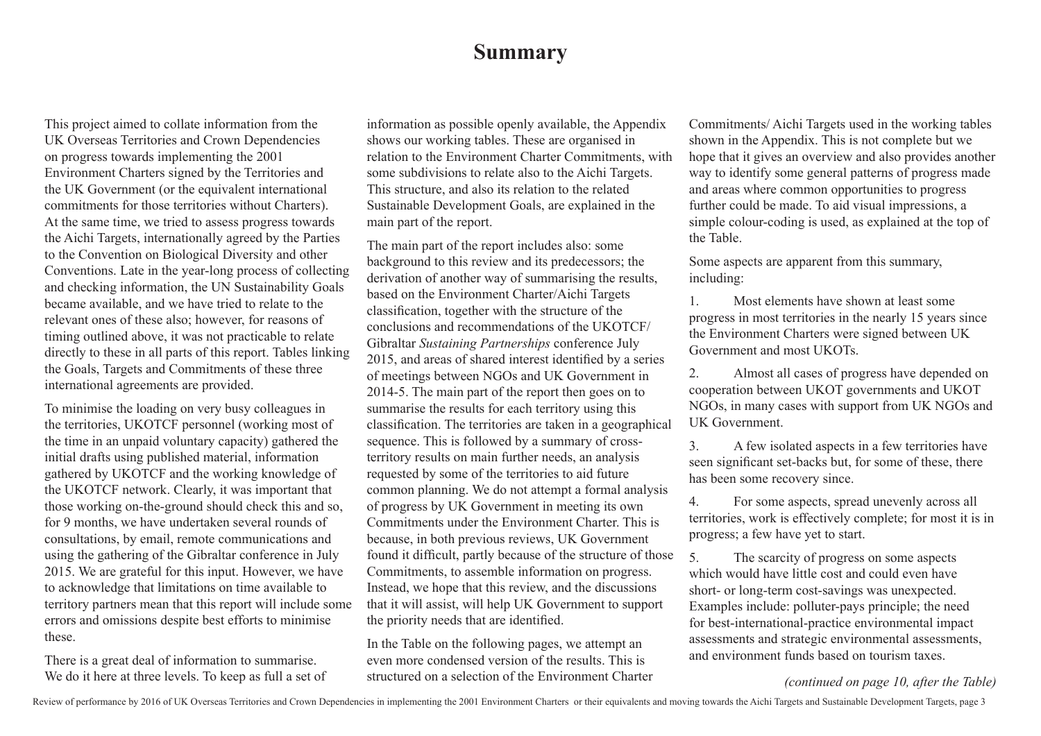# Summary

This project aimed to collate information from the UK Overseas Territories and Crown Dependencies on progress towards implementing the 2001 Environment Charters signed by the Territories and the UK Government (or the equivalent international commitments for those territories without Charters). At the same time, we tried to assess progress towards the Aichi Targets, internationally agreed by the Parties to the Convention on Biological Diversity and other Conventions. Late in the year-long process of collecting and checking information, the UN Sustainability Goals became available, and we have tried to relate to the relevant ones of these also; however, for reasons of timing outlined above, it was not practicable to relate directly to these in all parts of this report. Tables linking the Goals, Targets and Commitments of these three international agreements are provided.

To minimise the loading on very busy colleagues in the territories, UKOTCF personnel (working most of the time in an unpaid voluntary capacity) gathered the initial drafts using published material, information gathered by UKOTCF and the working knowledge of the UKOTCF network. Clearly, it was important that those working on-the-ground should check this and so, for 9 months, we have undertaken several rounds of consultations, by email, remote communications and using the gathering of the Gibraltar conference in July 2015. We are grateful for this input. However, we have to acknowledge that limitations on time available to territory partners mean that this report will include some errors and omissions despite best efforts to minimise these.

There is a great deal of information to summarise. We do it here at three levels. To keep as full a set of information as possible openly available, the Appendix shows our working tables. These are organised in relation to the Environment Charter Commitments, with some subdivisions to relate also to the Aichi Targets. This structure, and also its relation to the related Sustainable Development Goals, are explained in the main part of the report.

The main part of the report includes also: some background to this review and its predecessors; the derivation of another way of summarising the results, based on the Environment Charter/Aichi Targets classification, together with the structure of the conclusions and recommendations of the UKOTCF/Gibraltar *Sustaining Partnerships* conference July 2015, and areas of shared interest identified by a series of meetings between NGOs and UK Government in 2014-5. The main part of the report then goes on to summarise the results for each territory using this classification. The territories are taken in a geographical sequence. This is followed by a summary of cross-territory results on main further needs, an analysis requested by some of the territories to aid future common planning. We do not attempt a formal analysis of progress by UK Government in meeting its own Commitments under the Environment Charter. This is because, in both previous reviews, UK Government found it difficult, partly because of the structure of those Commitments, to assemble information on progress. Instead, we hope that this review, and the discussions that it will assist, will help UK Government to support the priority needs that are identified.

In the Table on the following pages, we attempt an even more condensed version of the results. This is structured on a selection of the Environment Charter Commitments/ Aichi Targets used in the working tables shown in the Appendix. This is not complete but we hope that it gives an overview and also provides another way to identify some general patterns of progress made and areas where common opportunities to progress further could be made. To aid visual impressions, a simple colour-coding is used, as explained at the top of the Table.

Some aspects are apparent from this summary, including:

1. Most elements have shown at least some progress in most territories in the nearly 15 years since the Environment Charters were signed between UK Government and most UKOTs.

2. Almost all cases of progress have depended on cooperation between UKOT governments and UKOT NGOs, in many cases with support from UK NGOs and UK Government.

3. A few isolated aspects in a few territories have seen significant set-backs but, for some of these, there has been some recovery since.

4. For some aspects, spread unevenly across all territories, work is effectively complete; for most it is in progress; a few have yet to start.

5. The scarcity of progress on some aspects which would have little cost and could even have short- or long-term cost-savings was unexpected. Examples include: polluter-pays principle; the need for best-international-practice environmental impact assessments and strategic environmental assessments, and environment funds based on tourism taxes.

*(continued on page 10, after the Table)*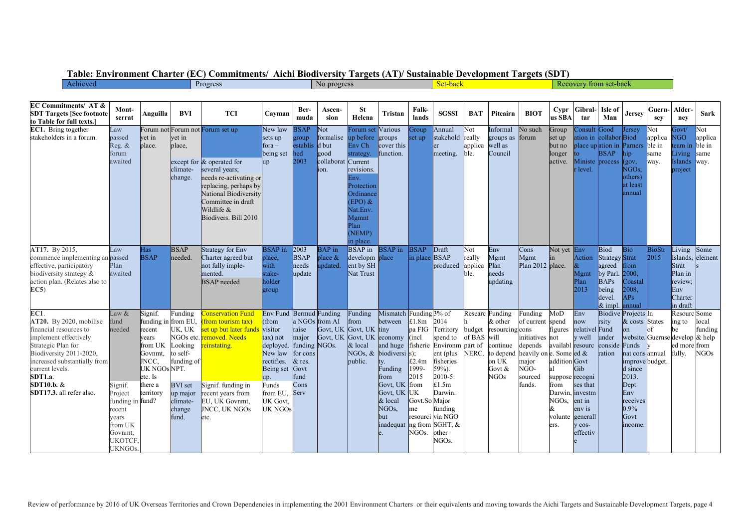**Table: Environment Charter (EC) Commitments/ Aichi Biodiversity Targets (AT)/ Sustainable Development Targets (SDT)**

| Achieved | Progress | No progress | Set-back | Recovery from set-back |
|---|---|---|---|---|

| EC Commitments/ AT & SDT Targets [See footnote to Table for full texts.] | Montserrat | Anguilla | BVI | TCI | Cayman | Bermuda | Ascension | St Helena | Tristan | Falklands | SGSSI | BAT | Pitcairn | BIOT | Cyprus SBA | Gibraltar | Isle of Man | Jersey | Guernsey | Alderney | Sark |
|---|---|---|---|---|---|---|---|---|---|---|---|---|---|---|---|---|---|---|---|---|---|
| **EC1.** Bring together stakeholders in a forum. | Law passed Reg. & forum awaited | Forum not yet in place. | Forum not yet in place, except for climate-change. | Forum set up & operated for several years; needs re-activating or replacing, perhaps by National Biodiversity Committee in draft Wildlife & Biodivers. Bill 2010 | New law sets up fora – being set up | BSAP group established 2003 | Not formalised but good collaboration. | Forum set up before Env Ch strategy. Current revisions. Env. Protection Ordinance (EPO) & Nat.Env. Mgmt Plan (NEMP) in place. | Various groups cover this function. | Group set up | Annual stakeholder meeting. | Not really applicable. | Informal groups as well as Council | No such forum | Group set up but no longer active. | Consultation in place up to Minister level. | Good collaboration BSAP process | Jersey Biod Parnership (gov, NGOs, others) at least annual | Not applicable same way. | Govt/ NGO team in Living Islands project | Not applicable same way. |
| **AT17.** By 2015, commence implementing an effective, participatory biodiversity strategy & action plan. (Relates also to **EC5**) | Law passed Plan awaited | Has BSAP | BSAP needed. | Strategy for Env Charter agreed but not fully implemented. BSAP needed | BSAP in place, with stakeholder group | 2003 BSAP needs update | BAP in place & updated. | BSAP in development by SH Nat Trust | BSAP in place | BSAP in place | Draft BSAP produced | Not really applicable. | Env Mgmt Plan needs updating | Cons Mgmt Plan 2012 | Not yet in place. | Env Action & Mgmt Plan 2013 | Biod Strategy agreed by Parl. BAPs being devel. & impl. | Bio Strat from 2000, Coastal 2008, APs annual | BioStr 2015 | Living Islands; Strat Plan in review; Env Charter in draft | Some elements |
| **EC1.** **AT20.** By 2020, mobilise financial resources to implement effectively Strategic Plan for Biodiversity 2011-2020, increased substantially from current levels. **SDT1.a**. **SDT10.b.** & **SDT17.3.** all refer also. | Law & fund needed / Signif. Project funding in recent years from UK Govnmt, UKOTCF, UKNGOs. | Signif. funding in recent years from UK Govnmt, JNCC, UK NGOs etc. Is there a territory fund? | Funding from EU, UK, UK NGOs etc. Looking to self-funding of NPT. BVI set up major climate-change fund. | Conservation Fund (from tourism tax) set up but later funds removed. Needs reinstating. Signif. funding in recent years from EU, UK Govnmt, JNCC, UK NGOs etc. | Env Fund (from visitor tax) not deployed. New law rectifies. Being set up. Funds from EU, UK Govt, UK NGOs | Bermuda NGOs raise major funding for cons & res. Govt fund Cons Serv | Funding from AI Govt, UK Govt, UK NGOs. | Funding from Govt, UK & local NGOs, & public. | Mismatch between tiny economy and huge biodiversity. Funding from Govt, UK Govt, UK & local NGOs, but inadequate. | Funding £1.8m pa FIG (incl fisheries); £2.4m 1999-2015 from UK Govt.Some resourcing from NGOs. | 3% of 2014 Territory spend to Environment (plus fisheries 59%). 2010-5: £1.5m Darwin. Major funding via NGO SGHT, & other NGOs. | Research budget of BAS part of NERC. | Funding & other resourcing will continue to depend on UK Govt & NGOs | Funding of current cons initiatives depends heavily on major NGO-sourced funds. | MoD spend figures not available. Some additional suppose from Darwin, NGOs, & volunteers. | Env now relatively well resourced & Govt Gib recognises that investment in env is generally cos-effective | Biodiversity Fund under consideration | Projects & costs on website. Funds nat cons improved since 2013. Dept Env receives 0.9% Govt income. | In States of Guernsey annual budget. | Resourcing to be developed more fully. | Some local funding & help from NGOs |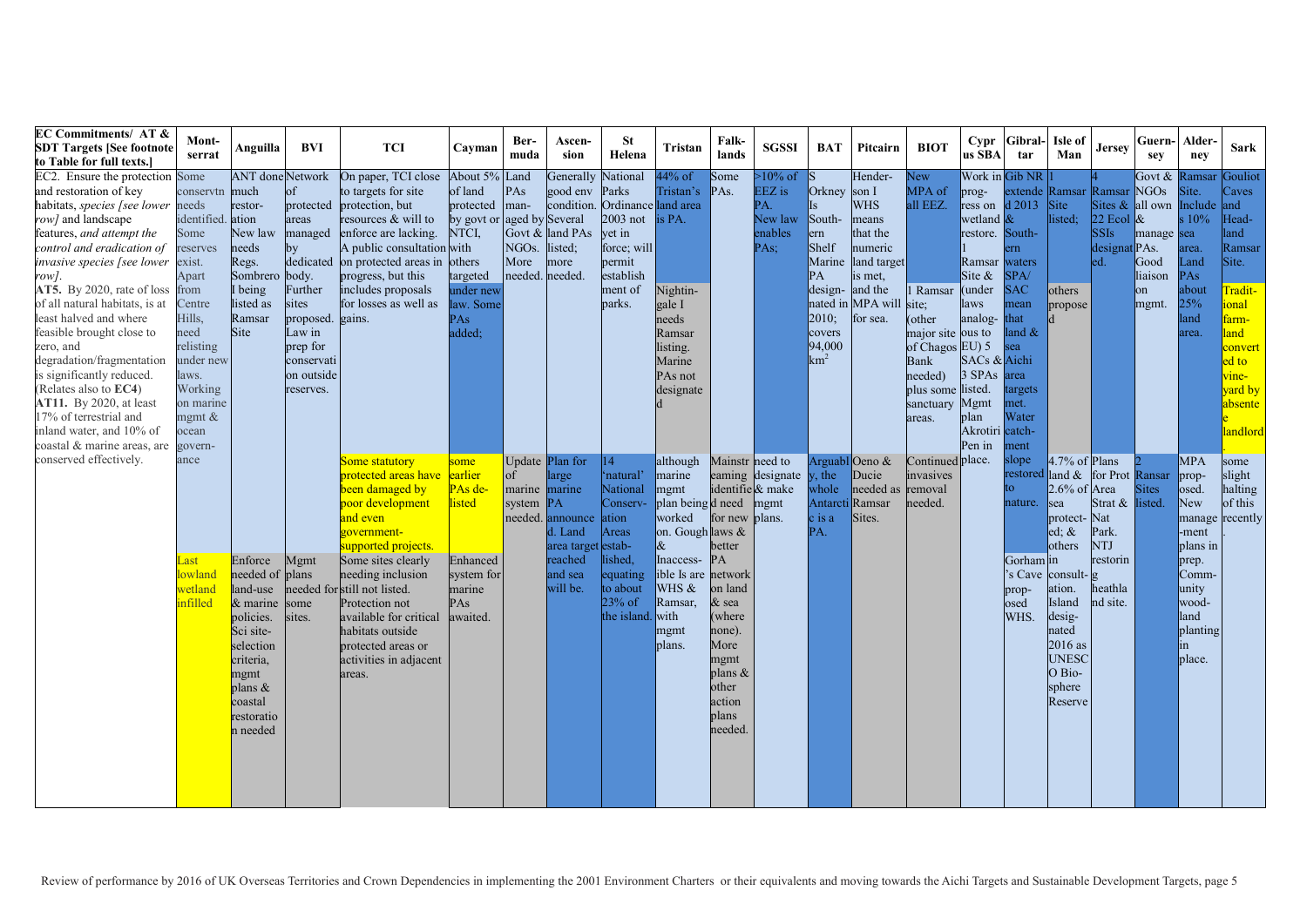| EC Commitments/ AT & SDT Targets [See footnote to Table for full texts.] | Montserrat | Anguilla | BVI | TCI | Cayman | Bermuda | Ascension | St Helena | Tristan | Falklands | SGSSI | BAT | Pitcairn | BIOT | Cyprus SBA | Gibraltar | Isle of Man | Jersey | Guernsey | Alderney | Sark |
|---|---|---|---|---|---|---|---|---|---|---|---|---|---|---|---|---|---|---|---|---|---|
| EC2. Ensure the protection and restoration of key habitats, *species [see lower row]* and landscape features, *and attempt the control and eradication of invasive species [see lower row]*.<br>**AT5.** By 2020, rate of loss of all natural habitats, is at least halved and where feasible brought close to zero, and degradation/fragmentation is significantly reduced. (Relates also to **EC4**)<br>**AT11.** By 2020, at least 17% of terrestrial and inland water, and 10% of coastal & marine areas, are conserved effectively. | Some conservtn needs identified. Some reserves exist. Apart from Centre Hills, need relisting under new laws. Working on marine mgmt & ocean governance | ANT done much restoration New law needs Regs. Sombrero I being listed as Ramsar Site | Network of protected areas managed by dedicated body. Further sites proposed. Law in prep for conservation outside reserves. | On paper, TCI close to targets for site protection, but resources & will to enforce are lacking. A public consultation on protected areas in progress, but this includes proposals for losses as well as gains. | About 5% of land protected by govt or NTCI, with others targeted under new law. Some PAs added; | Land PAs managed by Govt & NGOs. More needed. | Generally good env condition. Several land PAs listed; more needed. | National Parks Ordinance 2003 not yet in force; will permit establishment of parks. | 44% of Tristan's land area is PA. | Some PAs. | >10% of EEZ is PA. New law enables PAs; | S Orkney Is Southern Shelf Marine PA designated in 2010; covers 94,000 $km^2$ | Henderson I WHS means that the numeric land target is met, and the MPA will for sea. | New MPA of all EEZ. | Work in progress on wetland restore. 1 Ramsar Site & (under laws analogous to EU) 5 SACs & 3 SPAs listed. Mgmt plan Akrotiri Pen in place. | Gib NR extended 2013 & Southern waters SPA/ SAC mean that land & sea Aichi area targets met. Water catchment | 1 Ramsar Site listed; | 4 Ramsar Sites & 22 Ecol SSIs designated. | Govt & all own & manage PAs. Good liaison on mgmt. | Ramsar Site. Includes 10% sea area. Land PAs about 25% land area. | Gouliot Caves and Headland Ramsar Site. |
| | | | | | | | | | Nightingale I needs Ramsar listing. Marine PAs not designated | | | | | 1 Ramsar site; (other major site of Chagos Bank needed) plus some sanctuary areas. | | | others proposed | | | | Traditional farmland converted to vineyard by absentee landlord |
| | | | | Some statutory protected areas have been damaged by poor development and even government-supported projects. | some earlier PAs delisted | Update of marine system needed. | Plan for large marine PA announced. Land area target reached and sea will be. | 14 'natural' National Conservation Areas established, equating to about 23% of the island. | although marine mgmt plan being worked on. Gough & Inaccessible Is are WHS & Ramsar, with mgmt plans. | Mainstreaming identified need for new laws & better PA network on land & sea (where none). More mgmt plans & other action plans needed. | need to designate & make mgmt plans. | Arguably, the whole Antarctic is a PA. | Oeno & Ducie Ramsar Sites. | Continued invasives removal needed. | | slope restored to nature. | 4.7% of land & 2.6% of sea protected; & others in consultation. Island designated 2016 as UNESCO Biosphere Reserve | Plans for Prot Area Strat & Nat Park. NTJ restoring heathland site. | 2 Ramsar Sites listed. | MPA proposed. New management plans in prep. Community woodland planting in place. | some slight halting of this recently |
| | Last lowland wetland infilled | Enforce needed of land-use & marine policies. Sci site-selection criteria, mgmt plans & coastal restoration needed | Mgmt plans needed for some sites. | Some sites clearly needing inclusion still not listed. Protection not available for critical habitats outside protected areas or activities in adjacent areas. | Enhanced system for marine PAs awaited. | | | | | | | | | | | Gorham's Cave proposed WHS. | | | | | |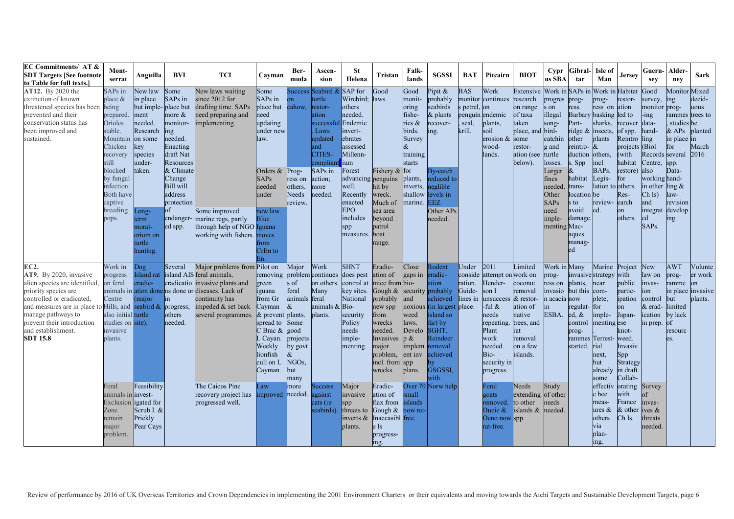| EC Commitments/ AT & SDT Targets [See footnote to Table for full texts.] | Montserrat | Anguilla | BVI | TCI | Cayman | Bermuda | Ascension | St Helena | Tristan | Falklands | SGSSI | BAT | Pitcairn | BIOT | Cyprus SBA | Gibraltar | Isle of Man | Jersey | Guernsey | Alderney | Sark |
|---|---|---|---|---|---|---|---|---|---|---|---|---|---|---|---|---|---|---|---|---|---|
| AT12. By 2020 the extinction of known threatened species has been prevented and their conservation status has been improved and sustained. | SAPs in place & being prepared. Orioles stable. Mountain Chicken recovery still blocked by fungal infection. Both have captive breeding pops. | New law in place but implement needed. Research on some key species under-taken. Long-term morat-orium on turtle hunting. | Some SAPs in place but more & monitoring needed. Enacting draft Nat Resources & Climate Change Bill will address protection of endangered spp. | New laws waiting since 2012 for drafting time. SAPs need preparing and implementing. Some improved marine regs, partly through help of NGO working with fishers. | Some SAPs in place but need updating under new law. Orders & SAPs needed under new law. Blue Iguana moves from CrEn to En. | Success on cahow. Prog-ress on others. Needs review. | Seabird & turtle restor-ation successful. Laws updated and CITES-compliant. SAPs in action; more needed. | SAP for Wirebird; others needed. Endemic invert-ebrates assessed Millenn-ium Forest advancing well. Recently enacted EPO includes spp measures. | Good laws. Fishery & penguins hit by wreck. Much of sea area beyond patrol boat range. | Good monit-oring fishe-ries & birds. Survey & training starts for plants, inverts, shallow marine. | Pipit & probably seabirds & plants recover-ing. By-catch reduced to neglible levels in EEZ. Other APs needed. | BAS monitors petrel, penguin, seal, krill. | Work continues on endemic plants, soil erosion & wood-lands. | Extensive research on range of taxa taken place, and some restor-ation (see below). | Work in progress on illegal song-bird-catching and turtle losses. Larger fines needed. Other SAPs need imple-menting | SAPs in prog-ress. Barbary Part-ridge & other reintro-duction s. Spp & habitat trans-location s to avoid damage. Mac-aques manag-ed | Work in prog-ress on basking sharks, insects, plants & others, incl BAPs. Legis-lation to be review-ed. | Habitat restor-ation led to recover of spp. Reintro projects (with habitat restore) for others. Res-earch on others. | Good survey, monitor-ing data-hand-ling (Biol Records Centre, also working in other Ch Is) and integrat ed SAPs. | Monitoring prog-rammes, studies & APs in place for several spp. Data-hand-ling & law-revision develop ing. | Mixed decid-uous trees to be planted in March 2016 |
| EC2. AT9. By 2020, invasive alien species are identified, priority species are controlled or eradicated, and measures are in place to manage pathways to prevent their introduction and establishment. SDT 15.8 | Work in progress on feral animals in Centre Hills, and also initial studies on invasive plants. Feral animals in Exclusion Zone remain major problem. | Dog Island rat eradic-ation done (major seabird & turtle site). Feasibility invest-igated for Scrub I. & Prickly Pear Cays | Several island AIS eradications done in progress; others needed. | Major problems from feral animals, invasive plants and diseases. Lack of continuity has impeded & set back several programmes. The Caicos Pine recovery project has progressed well. | Pilot on removing green iguana from Gr Cayman & prevent spread to C Brac & L Cayan. Weekly lionfish cull on L Cayman. Law improved | Major problems of feral animals & plants. Some good projects by govt & NGOs, but many more needed. | Work continues on others. Many feral animals & plants. Success against cats (re seabirds). | SHNT does pest control at key sites. National Bio-security Policy needs imple-menting. Major invasive spp threats to inverts & plants. | Eradic-ation of mice from Gough & probably new spp from wrecks needed. Invasives major problem, incl. from wrecks. Eradic-ation of flax from Gough & Inaccessible Is progress-ing. | Close gaps in bio-security and noxious weed laws. Develop & implement inv spp plans. Over 70 small islands now rat-free. | Rodent eradic-ation probably achieved (in largest island so far) by SGHT. Reindeer removal achieved by GSGSSI, with Norw help | Under conside ration. Guide-lines in place. | 2011 attempt on Hender-son I unsuccess-ful & needs repeating. Plant work needed. Bio-security in progress. Feral goats removed. Ducie & Oeno now rat-free. | Limited work on coconut removal & restor-ation of native trees, and rat removal on a few islands. Needs extending to other islands & spp. | Work in prog-ress on invasion acacia in ESBA. Study of other needs needed. | Many invasive plants, but this now regulat-ed, & control prog-rammes started. | Marine strategy near com-plete, for imple-menting Terrest-rial next, but already some effective bee meas-ures & others via plan-ing. | Project with public partic-ipation on Japan-ese knot-weed. Invasiv Spp Strategy in draft. Collab-orating with France & other Ch Is. | New law on invas-ion control & erad-ication in prep. Survey of invas-ives & threats needed. | AWT prog-ramme in place but limited by lack of resourc es. | Volunteer work on invasive plants. |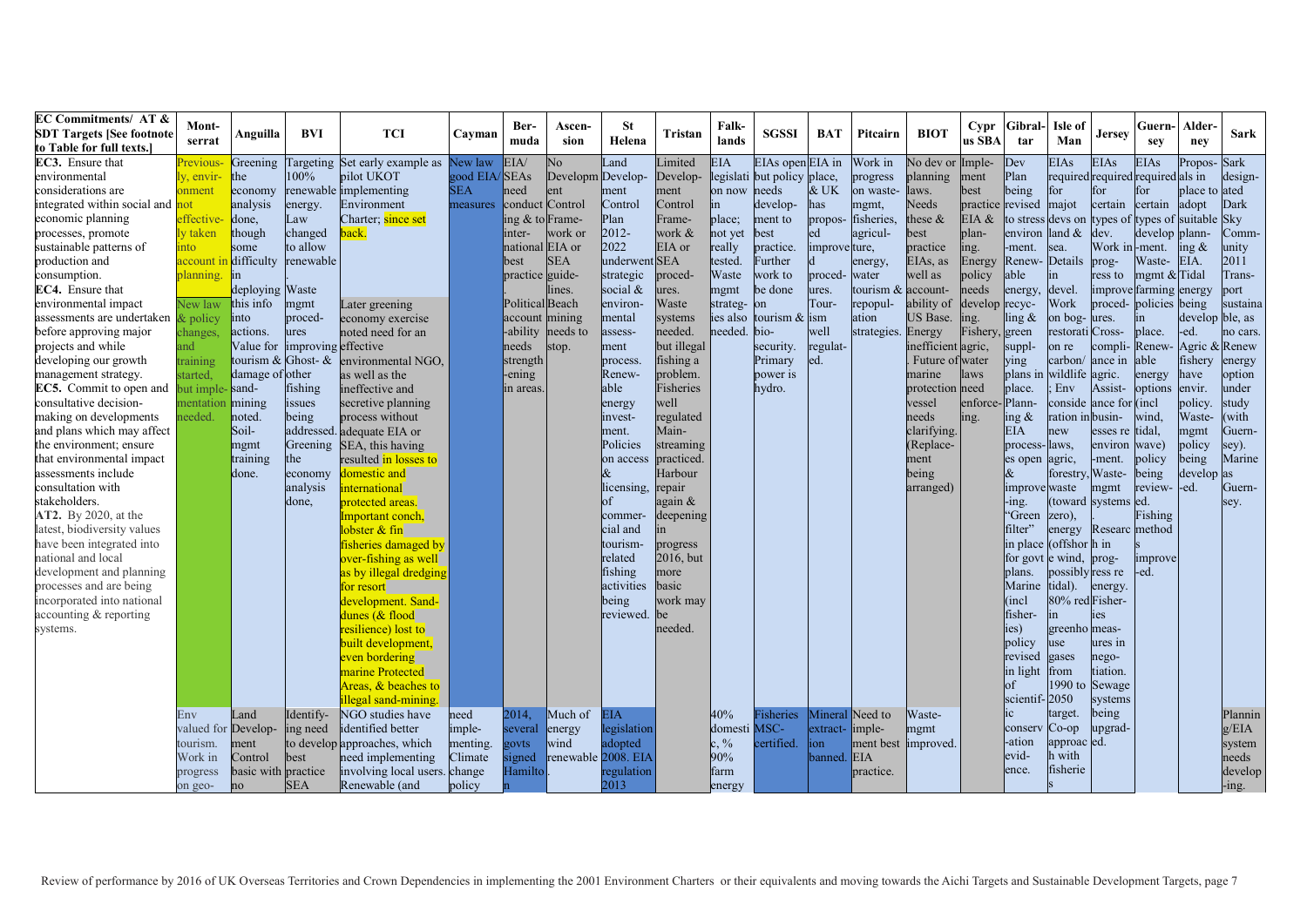| EC Commitments/ AT & SDT Targets [See footnote to Table for full texts.] | Montserrat | Anguilla | BVI | TCI | Cayman | Bermuda | Ascension | St Helena | Tristan | Falklands | SGSSI | BAT | Pitcairn | BIOT | Cyprus SBA | Gibraltar | Isle of Man | Jersey | Guernsey | Alderney | Sark |
|---|---|---|---|---|---|---|---|---|---|---|---|---|---|---|---|---|---|---|---|---|---|
| **EC3.** Ensure that environmental considerations are integrated within social and economic planning processes, promote sustainable patterns of production and consumption. **EC4.** Ensure that environmental impact assessments are undertaken & policy before approving major projects and while developing our growth management strategy. **EC5.** Commit to open and consultative decision-making on developments and plans which may affect the environment; ensure that environmental impact assessments include consultation with stakeholders. **AT2.** By 2020, at the latest, biodiversity values have been integrated into national and local development and planning processes and are being incorporated into national accounting & reporting systems. | Previously, environment not effectively taken into account in planning. New law changes, and training started, but implementation needed. | Greening the economy analysis done, though some difficulty in deploying this info into actions. Value for tourism & damage of sand-mining noted. Soil-mgmt training done. | Targeting 100% renewable energy. Law changed to allow renewable Waste mgmt procedures improving Ghost- & other fishing issues being addressed. Greening the economy analysis done, | Set early example as pilot UKOT implementing Environment Charter; since set back. Later greening economy exercise noted need for an effective environmental NGO, as well as the ineffective and secretive planning process without adequate EIA or SEA, this having resulted in losses to domestic and international protected areas. Important conch, lobster & fin fisheries damaged by over-fishing as well as by illegal dredging for resort development. Sand-dunes (& flood resilience) lost to built development, even bordering marine Protected Areas, & beaches to illegal sand-mining. | New law good EIA/SEA measures | EIA/SEAs need conducting & to international best practice guidelines. Political account-ability needs strengthening in areas. | No Development Control Framework or EIA or SEA guidelines. Beach mining needs to stop. | Land Development Control Plan 2012-2022 underwent SEA strategic social & environmental assessment process. Renewable energy investment. Policies on access & licensing, of commercial and tourism-related fishing activities being reviewed. | Limited Development Control Framework & EIA or SEA procedures. Waste systems needed. but illegal fishing a problem. Fisheries well regulated Mainstreaming practiced. Harbour repair again & deepening in progress 2016, but more basic work may be needed. | EIA legislation now in place; not yet really tested. Waste mgmt strategies also needed. | EIAs open but policy needs development to best practice. Further work to be done on tourism & bio-security. Primary power is hydro. | EIA in place, & UK has proposed procedures. Tourism well regulated. | Work in progress on waste-mgmt, fisheries, agriculture, energy, water tourism & repopulation strategies. | No dev or planning laws. Needs these & best practice EIAs, as well as accountability of US Base. Energy inefficient. Future of marine protection vessel needs clarifying. (Replacement being arranged) | Implement best practice EIA & planning. Energy policy needs developing. Fishery, agric, water laws need enforcing. | Dev Plan being revised to stress environment. Renewable energy, recycling & green supplying place. Planning & EIA processes open & improving. "Green filter" in place for govt plans. Marine (incl fisheries) policy revised in light of scientific conservation evidence. | EIAs required for majot devs on land & sea. Details in devel. Work on bog-restoration re carbon/ wildlife; Env consideration in business new laws, agric, forestry, Waste (toward zero), energy (offshore wind, possibly tidal). 80% red in greenhouse gases from 1990 to 2050 target. Co-op approach with fisheries. | EIAs required for certain types of dev. Work in progress to improve procedures. Compliance in Cross-Assistance for business re environment. Waste-mgmt systems. Research in progress re energy. Fisheries measures in negotiation. Sewage systems being upgraded. | EIAs required for certain types of development. Waste-farming policies in place. Renewable energy options (incl wind, tidal, wave) policy being reviewed. Fishing methods improved. | Proposals in place to adopt suitable planning & EIA. 2011 Trans-port develop-ed. Agric & fishery envir. policy. Waste-mgmt policy being developed. | Sark designated Dark Sky Community 2011 Transport sustainable, as no cars. Renewable energy option under study (with Guernsey). Marine develop as Guernsey. |
| | Env valued for tourism. Work in progress on geo- | Land Development Control basic with no | Identifying need to develop best practice SEA | NGO studies have identified better approaches, which need implementing involving local users. Renewable (and | need implementing. Climate change policy | 2014, several govts signed Hamilton | Much of energy wind renewable. | EIA legislation adopted 2008. EIA regulation 2013 | | 40% domestic, % 90% farm energy | Fisheries MSC-certified. | Mineral extraction banned. | Need to implement best EIA practice. | Waste-mgmt improved. | | | | | | | Planning/EIA system needs develop-ing. |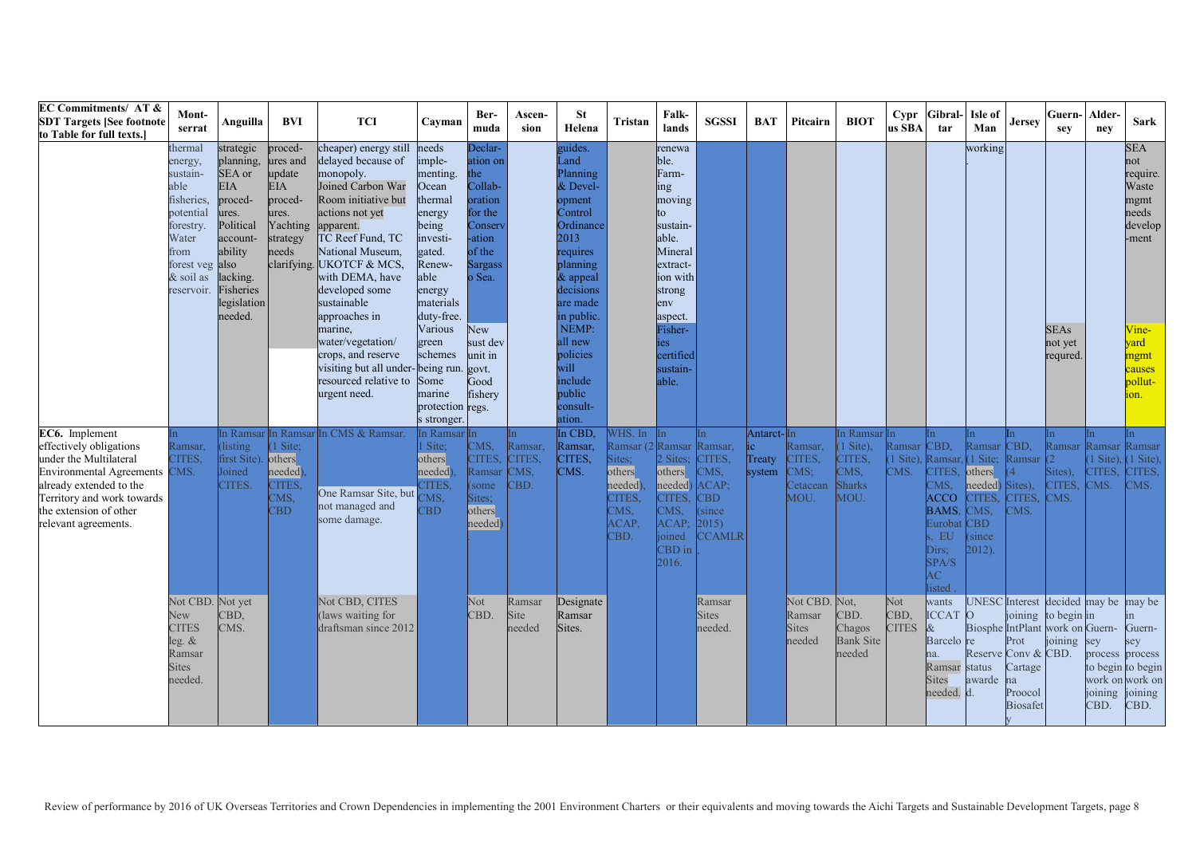| EC Commitments/ AT & SDT Targets [See footnote to Table for full texts.] | Mont-serrat | Anguilla | BVI | TCI | Cayman | Ber-muda | Ascen-sion | St Helena | Tristan | Falk-lands | SGSSI | BAT | Pitcairn | BIOT | Cyprus SBA | Gibral-tar | Isle of Man | Jersey | Guern-sey | Alder-ney | Sark |
|---|---|---|---|---|---|---|---|---|---|---|---|---|---|---|---|---|---|---|---|---|---|
| | thermal energy, sustain-able fisheries, potential forestry. Water from forest veg & soil as reservoir. | strategic planning, SEA or EIA proced-ures. Political account-ability also lacking. Fisheries legislation needed. | proced-ures and update EIA proced-ures. Yachting strategy needs clarifying. | cheaper) energy still delayed because of monopoly. Joined Carbon War Room initiative but actions not yet apparent. TC Reef Fund, TC National Museum, UKOTCF & MCS, with DEMA, have developed some sustainable approaches in marine, water/vegetation/ crops, and reserve visiting but all under-resourced relative to urgent need. | needs imple-menting. Ocean thermal energy being investi-gated. Renew-able energy materials duty-free. Various green schemes being run. Some marine protection s stronger. | Declar-ation on the Collab-oration for the Conserv-ation of the Sargasso Sea. New sust dev unit in govt. Good fishery regs. | | guides. Land Planning & Devel-opment Control Ordinance 2013 requires planning & appeal decisions are made in public. NEMP: all new policies will include public consult-ation. | | renewa ble. Farm-ing moving to sustain-able. Mineral extract-ion with strong env aspect. Fisher-ies certified sustain-able. | | | | | | | working. | | SEAs not yet requred. | | SEA not require. Waste mgmt needs develop-ment. Vine-yard mgmt causes pollut-ion. |
| EC6. Implement effectively obligations under the Multilateral Environmental Agreements already extended to the Territory and work towards the extension of other relevant agreements. | In Ramsar, CITES, CMS. | In Ramsar (listing first Site). Joined CITES. | In Ramsar (1 Site; others needed), CITES, CMS, CBD | In CMS & Ramsar. One Ramsar Site, but not managed and some damage. | In Ramsar (1 Site; others needed), CITES, CMS, CBD | In CMS, CITES, Ramsar (some Sites; others needed). | In Ramsar, CITES, CMS, CBD. | In CBD, Ramsar, CITES, CMS. | WHS. In Ramsar (2 Sites; others needed), CITES, CMS, ACAP, CBD. | In Ramsar 2 Sites; others needed) CITES, CMS, ACAP; joined CBD in 2016. | In Ramsar, CITES, CMS, ACAP; CBD (since 2015) CCAMLR | Antarct-ic Treaty system | In Ramsar, CITES, CMS; Cetacean MOU. | In Ramsar (1 Site), CITES, CMS, Sharks MOU. | In Ramsar (1 Site), CMS. | In CBD, Ramsar, CITES, CMS, ACCO BAMS, Eurobats, EU Dirs; SPA/SAC listed . | In Ramsar (1 Site; others needed) CITES, CMS, CBD (since 2012). | In CBD, Ramsar (4 Sites), CITES, CMS. | In Ramsar (2 Sites), CITES, CMS. | In Ramsar (1 Site), CITES, CMS. | In Ramsar (1 Site), CITES, CMS. |
| | Not CBD. New CITES leg. & Ramsar Sites needed. | Not yet CBD, CMS. | | Not CBD, CITES (laws waiting for draftsman since 2012 | | Not CBD. | Ramsar Site needed | Designate Ramsar Sites. | | | Ramsar Sites needed. | | Not CBD. Ramsar Sites needed | Not, CBD. Chagos Bank Site needed | Not CBD, CITES | wants ICCAT & Barcelona. Ramsar Sites needed. | UNESCO Biosphere Reserve status awarded. | Interest joining IntPlant Prot Conv & Cartagena Proocol Biosafety | decided to begin work on joining CBD. | may be in Guern-sey process to begin work on joining CBD. | may be in Guern-sey process to begin work on joining CBD. |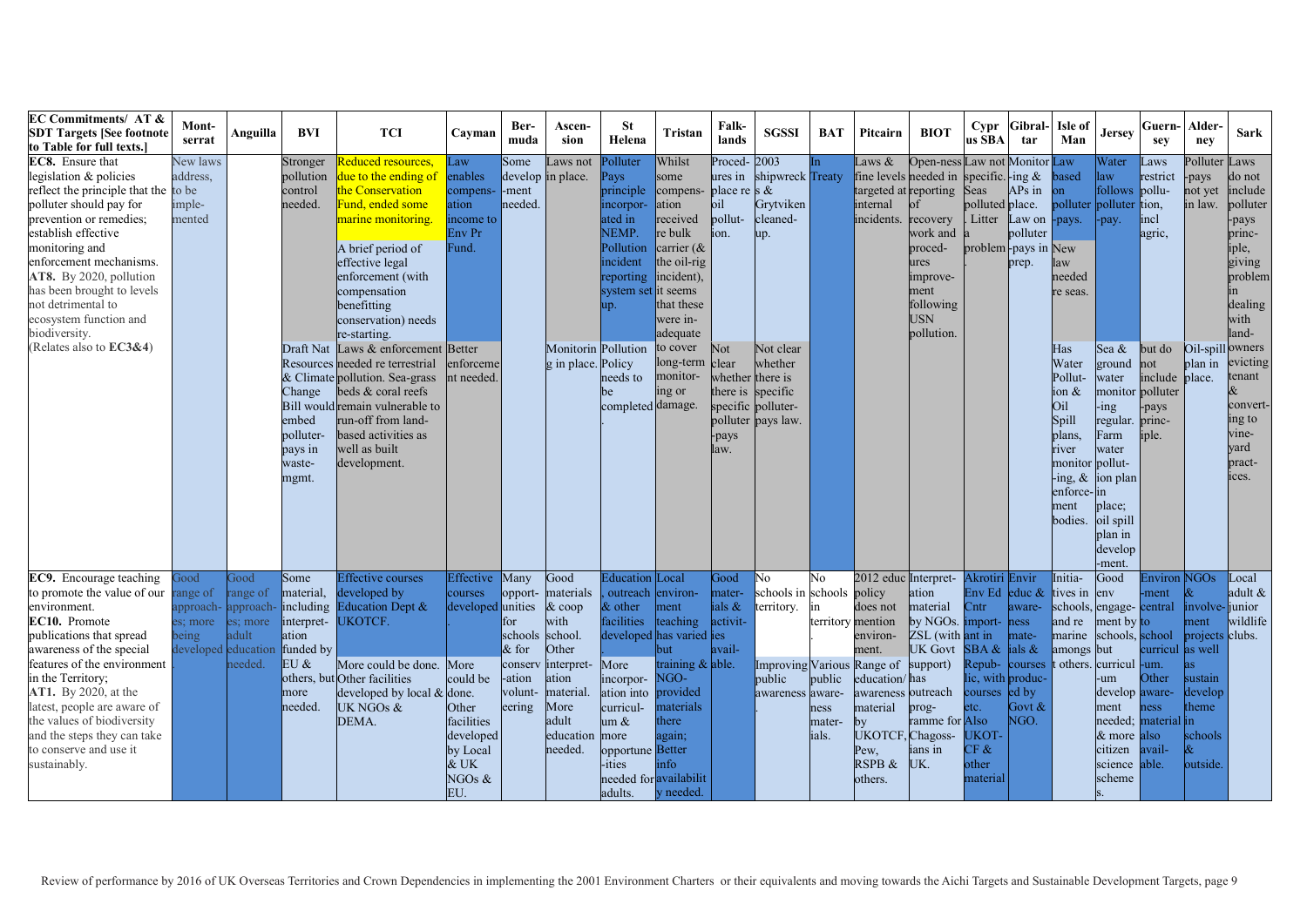| EC Commitments/ AT & SDT Targets [See footnote to Table for full texts.] | Montserrat | Anguilla | BVI | TCI | Cayman | Bermuda | Ascension | St Helena | Tristan | Falklands | SGSSI | BAT | Pitcairn | BIOT | Cyprus SBA | Gibraltar | Isle of Man | Jersey | Guernsey | Alderney | Sark |
|---|---|---|---|---|---|---|---|---|---|---|---|---|---|---|---|---|---|---|---|---|---|
| **EC8.** Ensure that legislation & policies reflect the principle that the polluter should pay for prevention or remedies; establish effective monitoring and enforcement mechanisms. **AT8.** By 2020, pollution has been brought to levels not detrimental to ecosystem function and biodiversity. (Relates also to **EC3&4**) | New laws address, to be implemented | | Stronger pollution control needed. | Reduced resources, due to the ending of the Conservation Fund, ended some marine monitoring. | Law enables compensation income to Env Pr Fund. | Some development needed. | Laws not in place. | Polluter Pays principle incorporated in NEMP. Pollution incident reporting system set up. | Whilst some compensation received re bulk carrier (& the oil-rig incident), it seems that these were inadequate to cover long-term monitoring or damage. | Procedures in place re oil pollution. | 2003 shipwrecks & Grytviken cleaned-up. | In Treaty | Laws & fine levels targeted at internal incidents. | Open-ness needed in reporting of recovery work and procedures improvement following USN pollution. | Law not specific. Seas polluted. Litter a problem | Monitoring & APs in place. Law on polluter-pays in prep. | Law based on polluter-pays. New law needed re seas. | Water law follows polluter-pay. | Laws restrict pollution, incl agric, | Polluter-pays not yet in law. | Laws do not include polluter-pays principle, giving problem in dealing with land-owners evicting tenant & converting to vineyard practices. |
| | | | Draft Nat Resources & Climate Change Bill would embed polluter-pays in waste-mgmt. | A brief period of effective legal enforcement (with compensation benefitting conservation) needs re-starting. Laws & enforcement needed re terrestrial pollution. Sea-grass beds & coral reefs remain vulnerable to run-off from land-based activities as well as built development. | Better enforcement needed. | | Monitoring in place. | Pollution Policy needs to be completed. | | Not clear whether there is specific polluter-pays law. | Not clear whether there is specific polluter-pays law. | | | | | | Has Water Pollution & Oil Spill plans, river monitoring, & enforcement bodies. | Sea & ground water monitoring regular. Farm water pollution plan in place; oil spill plan in development. | but do not include polluter-pays principle. | Oil-spill plan in place. | |
| **EC9.** Encourage teaching to promote the value of our environment. **EC10.** Promote publications that spread awareness of the special features of the environment in the Territory; **AT1.** By 2020, at the latest, people are aware of the values of biodiversity and the steps they can take to conserve and use it sustainably. | Good range of approaches; more being developed. | Good range of approaches; more adult education needed. | Some material, including interpretation funded by EU & others, but more needed. | Effective courses developed by Education Dept & UKOTCF. | Effective courses developed | Many opportunities for schools & for conservation volunteering | Good materials & coop with school. Other interpretation material. More adult education needed. | Education outreach & other facilities developed | Local environment teaching has varied but training & NGO-provided materials there again; Better info availability needed. | Good materials & activities available. | No schools in territory. | No schools in territory | 2012 educ policy does not mention environment. | Interpretation material by NGOs. ZSL (with UK Govt support) has outreach programme for Chagossians in UK. | Akrotiri Env Ed Cntr important in SBA & Republic, with courses etc. Also UKOTCF & other material | Envir educ & awareness materials & courses produced by Govt & NGO. | Initiatives in schools, and re marine amongst others. | Good env engagement by schools, but curriculum development needed; & more citizen science schemes. | Environment central to school curriculum. Other awareness material also available. | NGOs & involvement projects as well as sustain development theme in schools & outside. | Local adult & junior wildlife clubs. |
| | | | | More could be done. Other facilities developed by local & UK NGOs & DEMA. | More could be done. Other facilities developed by Local & UK NGOs & EU. | | | More incorporation into curriculum & more opportunities needed for adults. | | | Improving public awareness. | Various public awareness materials. | Range of education/ awareness material by UKOTCF, Pew, RSPB & others. | | | | | | | | |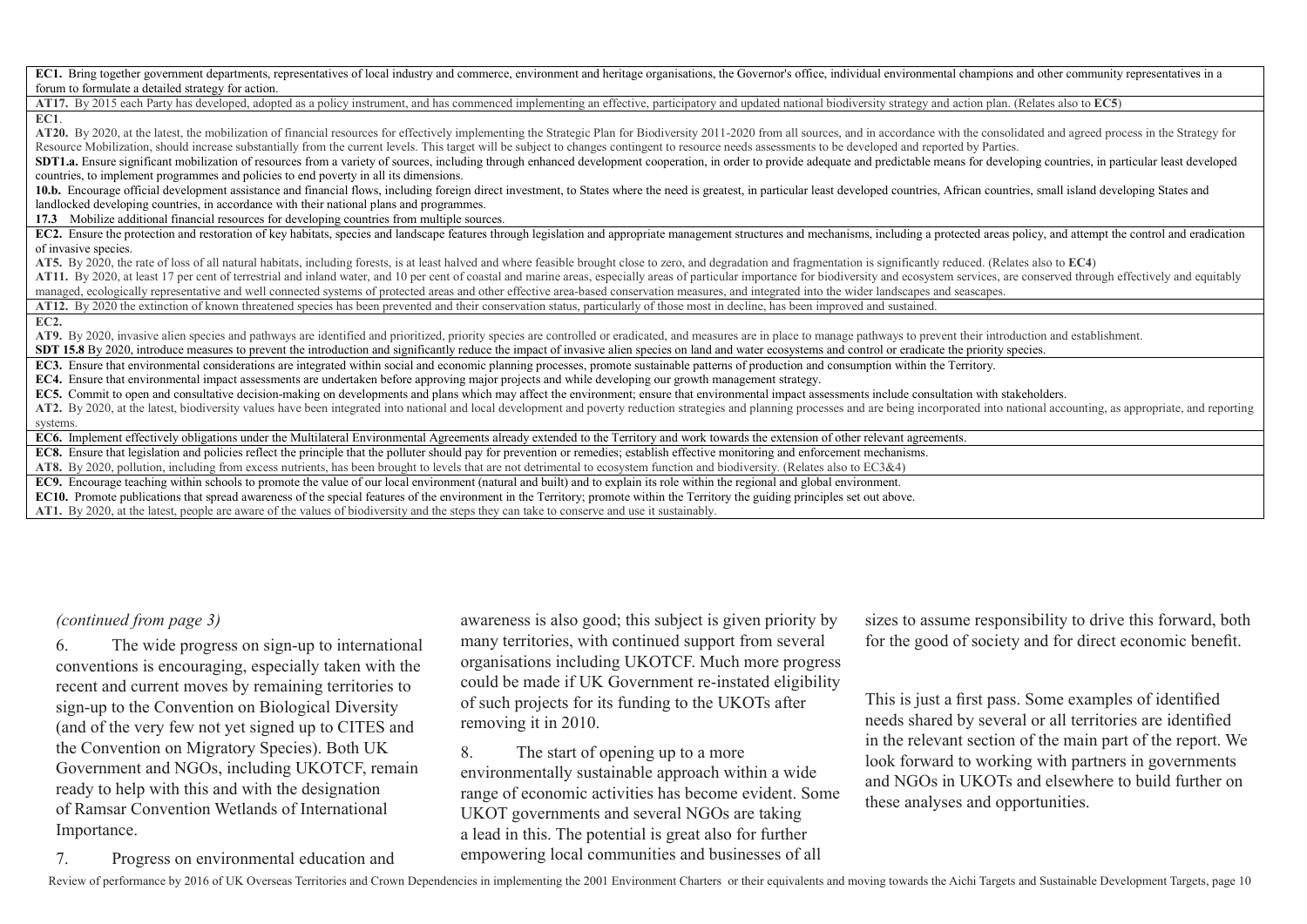| |
|---|
| **EC1.** Bring together government departments, representatives of local industry and commerce, environment and heritage organisations, the Governor's office, individual environmental champions and other community representatives in a forum to formulate a detailed strategy for action. |
| **AT17.** By 2015 each Party has developed, adopted as a policy instrument, and has commenced implementing an effective, participatory and updated national biodiversity strategy and action plan. (Relates also to **EC5**) |
| **EC1**.<br>**AT20.** By 2020, at the latest, the mobilization of financial resources for effectively implementing the Strategic Plan for Biodiversity 2011-2020 from all sources, and in accordance with the consolidated and agreed process in the Strategy for Resource Mobilization, should increase substantially from the current levels. This target will be subject to changes contingent to resource needs assessments to be developed and reported by Parties.<br>**SDT1.a.** Ensure significant mobilization of resources from a variety of sources, including through enhanced development cooperation, in order to provide adequate and predictable means for developing countries, in particular least developed countries, to implement programmes and policies to end poverty in all its dimensions.<br>**10.b.** Encourage official development assistance and financial flows, including foreign direct investment, to States where the need is greatest, in particular least developed countries, African countries, small island developing States and landlocked developing countries, in accordance with their national plans and programmes.<br>**17.3** Mobilize additional financial resources for developing countries from multiple sources. |
| **EC2.** Ensure the protection and restoration of key habitats, species and landscape features through legislation and appropriate management structures and mechanisms, including a protected areas policy, and attempt the control and eradication of invasive species.<br>**AT5.** By 2020, the rate of loss of all natural habitats, including forests, is at least halved and where feasible brought close to zero, and degradation and fragmentation is significantly reduced. (Relates also to **EC4**)<br>**AT11.** By 2020, at least 17 per cent of terrestrial and inland water, and 10 per cent of coastal and marine areas, especially areas of particular importance for biodiversity and ecosystem services, are conserved through effectively and equitably managed, ecologically representative and well connected systems of protected areas and other effective area-based conservation measures, and integrated into the wider landscapes and seascapes. |
| **AT12.** By 2020 the extinction of known threatened species has been prevented and their conservation status, particularly of those most in decline, has been improved and sustained. |
| **EC2.**<br>**AT9.** By 2020, invasive alien species and pathways are identified and prioritized, priority species are controlled or eradicated, and measures are in place to manage pathways to prevent their introduction and establishment.<br>**SDT 15.8** By 2020, introduce measures to prevent the introduction and significantly reduce the impact of invasive alien species on land and water ecosystems and control or eradicate the priority species. |
| **EC3.** Ensure that environmental considerations are integrated within social and economic planning processes, promote sustainable patterns of production and consumption within the Territory.<br>**EC4.** Ensure that environmental impact assessments are undertaken before approving major projects and while developing our growth management strategy.<br>**EC5.** Commit to open and consultative decision-making on developments and plans which may affect the environment; ensure that environmental impact assessments include consultation with stakeholders.<br>**AT2.** By 2020, at the latest, biodiversity values have been integrated into national and local development and poverty reduction strategies and planning processes and are being incorporated into national accounting, as appropriate, and reporting systems. |
| **EC6.** Implement effectively obligations under the Multilateral Environmental Agreements already extended to the Territory and work towards the extension of other relevant agreements. |
| **EC8.** Ensure that legislation and policies reflect the principle that the polluter should pay for prevention or remedies; establish effective monitoring and enforcement mechanisms.<br>**AT8.** By 2020, pollution, including from excess nutrients, has been brought to levels that are not detrimental to ecosystem function and biodiversity. (Relates also to EC3&4) |
| **EC9.** Encourage teaching within schools to promote the value of our local environment (natural and built) and to explain its role within the regional and global environment.<br>**EC10.** Promote publications that spread awareness of the special features of the environment in the Territory; promote within the Territory the guiding principles set out above.<br>**AT1.** By 2020, at the latest, people are aware of the values of biodiversity and the steps they can take to conserve and use it sustainably. |

*(continued from page 3)*

6. The wide progress on sign-up to international conventions is encouraging, especially taken with the recent and current moves by remaining territories to sign-up to the Convention on Biological Diversity (and of the very few not yet signed up to CITES and the Convention on Migratory Species). Both UK Government and NGOs, including UKOTCF, remain ready to help with this and with the designation of Ramsar Convention Wetlands of International Importance.

7. Progress on environmental education and awareness is also good; this subject is given priority by many territories, with continued support from several organisations including UKOTCF. Much more progress could be made if UK Government re-instated eligibility of such projects for its funding to the UKOTs after removing it in 2010.

8. The start of opening up to a more environmentally sustainable approach within a wide range of economic activities has become evident. Some UKOT governments and several NGOs are taking a lead in this. The potential is great also for further empowering local communities and businesses of all sizes to assume responsibility to drive this forward, both for the good of society and for direct economic benefit.

This is just a first pass. Some examples of identified needs shared by several or all territories are identified in the relevant section of the main part of the report. We look forward to working with partners in governments and NGOs in UKOTs and elsewhere to build further on these analyses and opportunities.